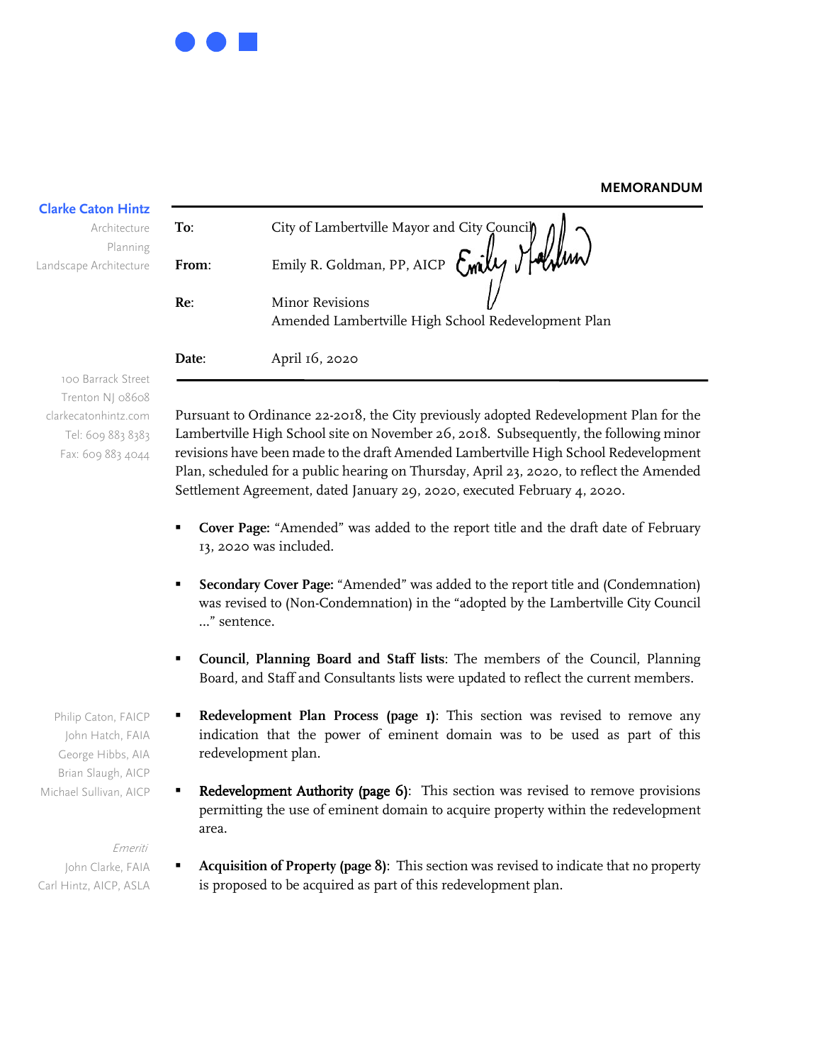**MEMORANDUM**

**Clarke Caton Hintz**

Architecture
Planning
Landscape Architecture

| | |
|---|---|
| **To:** | City of Lambertville Mayor and City Council |
| **From:** | Emily R. Goldman, PP, AICP |
| **Re:** | Minor Revisions<br>Amended Lambertville High School Redevelopment Plan |
| **Date:** | April 16, 2020 |

100 Barrack Street
Trenton NJ 08608
clarkecatonhintz.com
Tel: 609 883 8383
Fax: 609 883 4044

Pursuant to Ordinance 22-2018, the City previously adopted Redevelopment Plan for the Lambertville High School site on November 26, 2018. Subsequently, the following minor revisions have been made to the draft Amended Lambertville High School Redevelopment Plan, scheduled for a public hearing on Thursday, April 23, 2020, to reflect the Amended Settlement Agreement, dated January 29, 2020, executed February 4, 2020.

- **Cover Page:** "Amended" was added to the report title and the draft date of February 13, 2020 was included.
- **Secondary Cover Page:** "Amended" was added to the report title and (Condemnation) was revised to (Non-Condemnation) in the "adopted by the Lambertville City Council …" sentence.
- **Council, Planning Board and Staff lists**: The members of the Council, Planning Board, and Staff and Consultants lists were updated to reflect the current members.
- **Redevelopment Plan Process (page 1)**: This section was revised to remove any indication that the power of eminent domain was to be used as part of this redevelopment plan.
- **Redevelopment Authority (page 6)**: This section was revised to remove provisions permitting the use of eminent domain to acquire property within the redevelopment area.
- **Acquisition of Property (page 8)**: This section was revised to indicate that no property is proposed to be acquired as part of this redevelopment plan.

Philip Caton, FAICP
John Hatch, FAIA
George Hibbs, AIA
Brian Slaugh, AICP
Michael Sullivan, AICP

*Emeriti*
John Clarke, FAIA
Carl Hintz, AICP, ASLA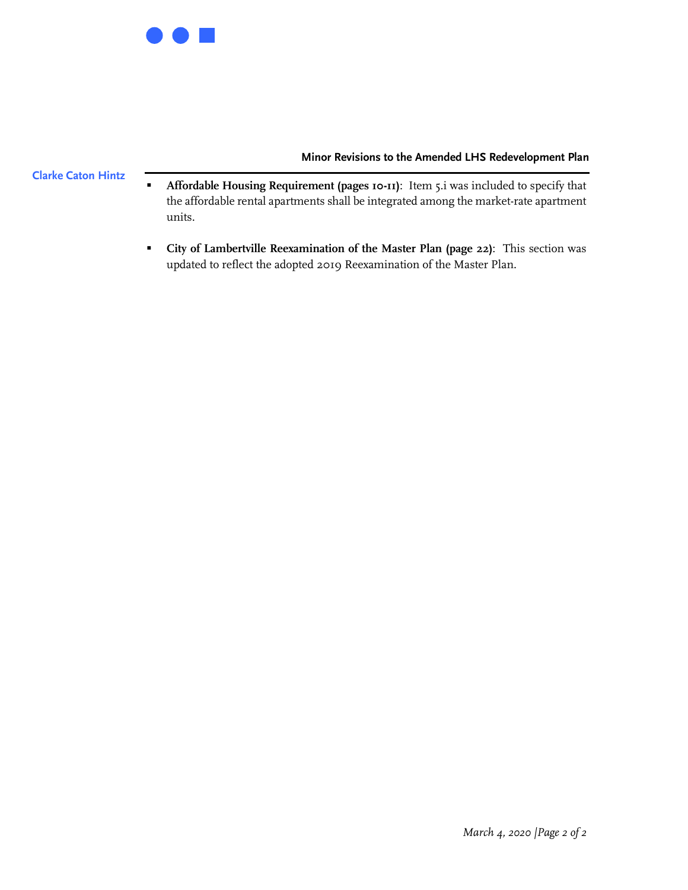- **Affordable Housing Requirement (pages 10-11)**: Item 5.i was included to specify that the affordable rental apartments shall be integrated among the market-rate apartment units.

- **City of Lambertville Reexamination of the Master Plan (page 22)**: This section was updated to reflect the adopted 2019 Reexamination of the Master Plan.